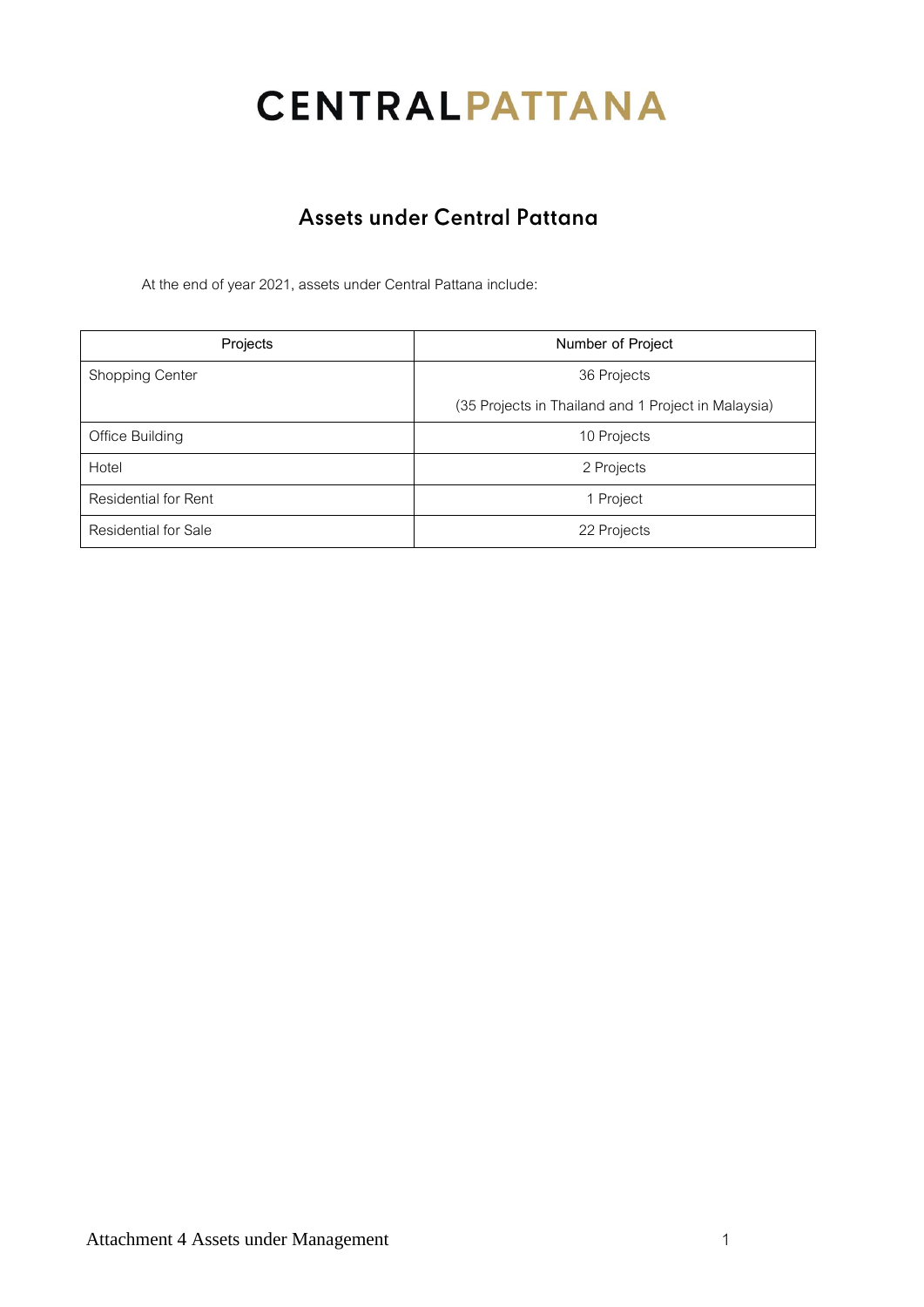# CENTRALPATTANA

## Assets under Central Pattana

At the end of year 2021, assets under Central Pattana include:

| Projects | Number of Project |
|---|---|
| Shopping Center | 36 Projects<br>(35 Projects in Thailand and 1 Project in Malaysia) |
| Office Building | 10 Projects |
| Hotel | 2 Projects |
| Residential for Rent | 1 Project |
| Residential for Sale | 22 Projects |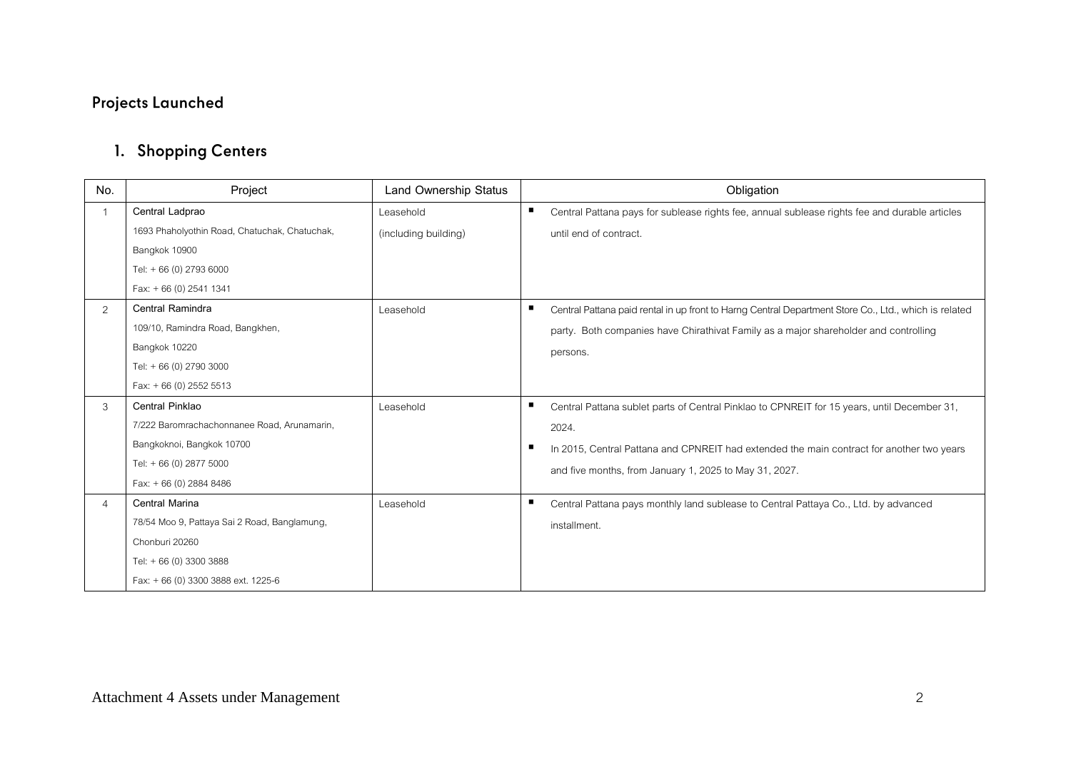## Projects Launched

### 1. Shopping Centers

| No. | Project | Land Ownership Status | Obligation |
|---|---|---|---|
| 1 | **Central Ladprao**<br>1693 Phaholyothin Road, Chatuchak, Chatuchak, Bangkok 10900<br>Tel: + 66 (0) 2793 6000<br>Fax: + 66 (0) 2541 1341 | Leasehold (including building) | ▪ Central Pattana pays for sublease rights fee, annual sublease rights fee and durable articles until end of contract. |
| 2 | **Central Ramindra**<br>109/10, Ramindra Road, Bangkhen, Bangkok 10220<br>Tel: + 66 (0) 2790 3000<br>Fax: + 66 (0) 2552 5513 | Leasehold | ▪ Central Pattana paid rental in up front to Harng Central Department Store Co., Ltd., which is related party. Both companies have Chirathivat Family as a major shareholder and controlling persons. |
| 3 | **Central Pinklao**<br>7/222 Baromrachachonnanee Road, Arunamarin, Bangkoknoi, Bangkok 10700<br>Tel: + 66 (0) 2877 5000<br>Fax: + 66 (0) 2884 8486 | Leasehold | ▪ Central Pattana sublet parts of Central Pinklao to CPNREIT for 15 years, until December 31, 2024.<br>▪ In 2015, Central Pattana and CPNREIT had extended the main contract for another two years and five months, from January 1, 2025 to May 31, 2027. |
| 4 | **Central Marina**<br>78/54 Moo 9, Pattaya Sai 2 Road, Banglamung, Chonburi 20260<br>Tel: + 66 (0) 3300 3888<br>Fax: + 66 (0) 3300 3888 ext. 1225-6 | Leasehold | ▪ Central Pattana pays monthly land sublease to Central Pattaya Co., Ltd. by advanced installment. |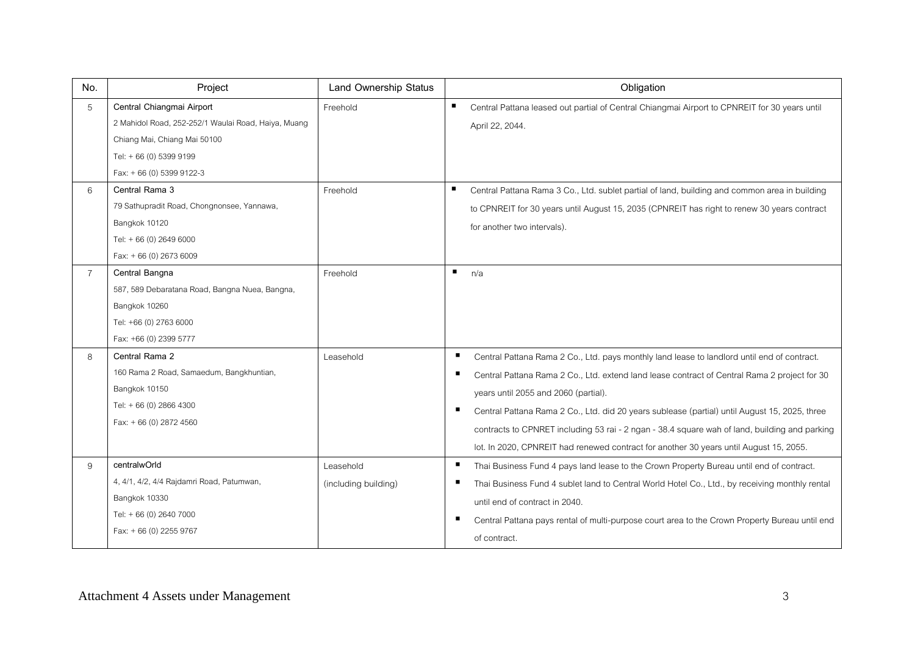| No. | Project | Land Ownership Status | Obligation |
|---|---|---|---|
| 5 | Central Chiangmai Airport<br>2 Mahidol Road, 252-252/1 Waulai Road, Haiya, Muang Chiang Mai, Chiang Mai 50100<br>Tel: + 66 (0) 5399 9199<br>Fax: + 66 (0) 5399 9122-3 | Freehold | ▪ Central Pattana leased out partial of Central Chiangmai Airport to CPNREIT for 30 years until April 22, 2044. |
| 6 | Central Rama 3<br>79 Sathupradit Road, Chongnonsee, Yannawa, Bangkok 10120<br>Tel: + 66 (0) 2649 6000<br>Fax: + 66 (0) 2673 6009 | Freehold | ▪ Central Pattana Rama 3 Co., Ltd. sublet partial of land, building and common area in building to CPNREIT for 30 years until August 15, 2035 (CPNREIT has right to renew 30 years contract for another two intervals). |
| 7 | Central Bangna<br>587, 589 Debaratana Road, Bangna Nuea, Bangna, Bangkok 10260<br>Tel: +66 (0) 2763 6000<br>Fax: +66 (0) 2399 5777 | Freehold | ▪ n/a |
| 8 | Central Rama 2<br>160 Rama 2 Road, Samaedum, Bangkhuntian, Bangkok 10150<br>Tel: + 66 (0) 2866 4300<br>Fax: + 66 (0) 2872 4560 | Leasehold | ▪ Central Pattana Rama 2 Co., Ltd. pays monthly land lease to landlord until end of contract.<br>▪ Central Pattana Rama 2 Co., Ltd. extend land lease contract of Central Rama 2 project for 30 years until 2055 and 2060 (partial).<br>▪ Central Pattana Rama 2 Co., Ltd. did 20 years sublease (partial) until August 15, 2025, three contracts to CPNRET including 53 rai - 2 ngan - 38.4 square wah of land, building and parking lot. In 2020, CPNREIT had renewed contract for another 30 years until August 15, 2055. |
| 9 | centralwOrld<br>4, 4/1, 4/2, 4/4 Rajdamri Road, Patumwan, Bangkok 10330<br>Tel: + 66 (0) 2640 7000<br>Fax: + 66 (0) 2255 9767 | Leasehold<br>(including building) | ▪ Thai Business Fund 4 pays land lease to the Crown Property Bureau until end of contract.<br>▪ Thai Business Fund 4 sublet land to Central World Hotel Co., Ltd., by receiving monthly rental until end of contract in 2040.<br>▪ Central Pattana pays rental of multi-purpose court area to the Crown Property Bureau until end of contract. |

Attachment 4 Assets under Management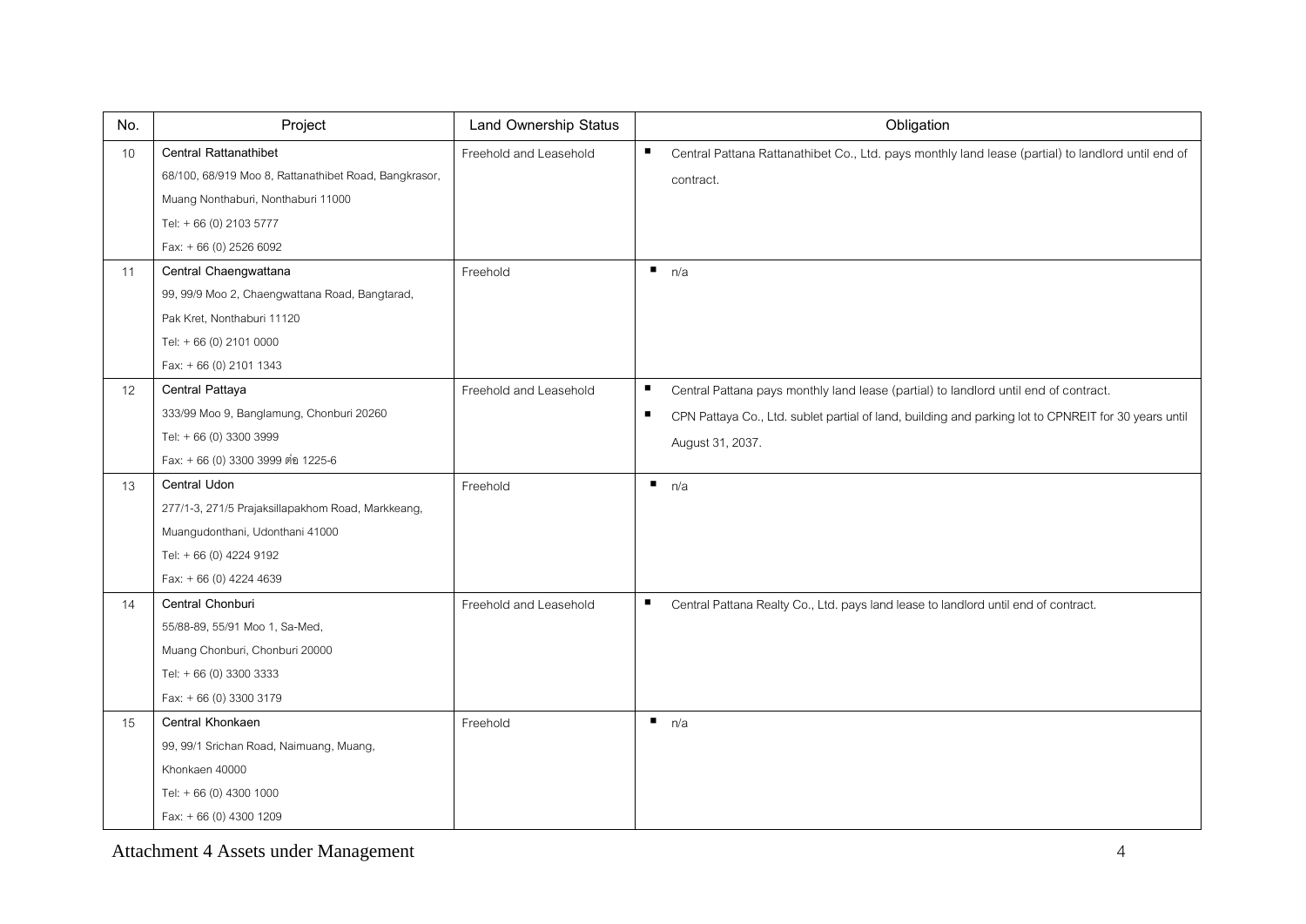| No. | Project | Land Ownership Status | Obligation |
|---|---|---|---|
| 10 | Central Rattanathibet<br>68/100, 68/919 Moo 8, Rattanathibet Road, Bangkrasor,<br>Muang Nonthaburi, Nonthaburi 11000<br>Tel: + 66 (0) 2103 5777<br>Fax: + 66 (0) 2526 6092 | Freehold and Leasehold | ▪ Central Pattana Rattanathibet Co., Ltd. pays monthly land lease (partial) to landlord until end of contract. |
| 11 | Central Chaengwattana<br>99, 99/9 Moo 2, Chaengwattana Road, Bangtarad,<br>Pak Kret, Nonthaburi 11120<br>Tel: + 66 (0) 2101 0000<br>Fax: + 66 (0) 2101 1343 | Freehold | ▪ n/a |
| 12 | Central Pattaya<br>333/99 Moo 9, Banglamung, Chonburi 20260<br>Tel: + 66 (0) 3300 3999<br>Fax: + 66 (0) 3300 3999 ต่อ 1225-6 | Freehold and Leasehold | ▪ Central Pattana pays monthly land lease (partial) to landlord until end of contract.<br>▪ CPN Pattaya Co., Ltd. sublet partial of land, building and parking lot to CPNREIT for 30 years until August 31, 2037. |
| 13 | Central Udon<br>277/1-3, 271/5 Prajaksillapakhom Road, Markkeang,<br>Muangudonthani, Udonthani 41000<br>Tel: + 66 (0) 4224 9192<br>Fax: + 66 (0) 4224 4639 | Freehold | ▪ n/a |
| 14 | Central Chonburi<br>55/88-89, 55/91 Moo 1, Sa-Med,<br>Muang Chonburi, Chonburi 20000<br>Tel: + 66 (0) 3300 3333<br>Fax: + 66 (0) 3300 3179 | Freehold and Leasehold | ▪ Central Pattana Realty Co., Ltd. pays land lease to landlord until end of contract. |
| 15 | Central Khonkaen<br>99, 99/1 Srichan Road, Naimuang, Muang,<br>Khonkaen 40000<br>Tel: + 66 (0) 4300 1000<br>Fax: + 66 (0) 4300 1209 | Freehold | ▪ n/a |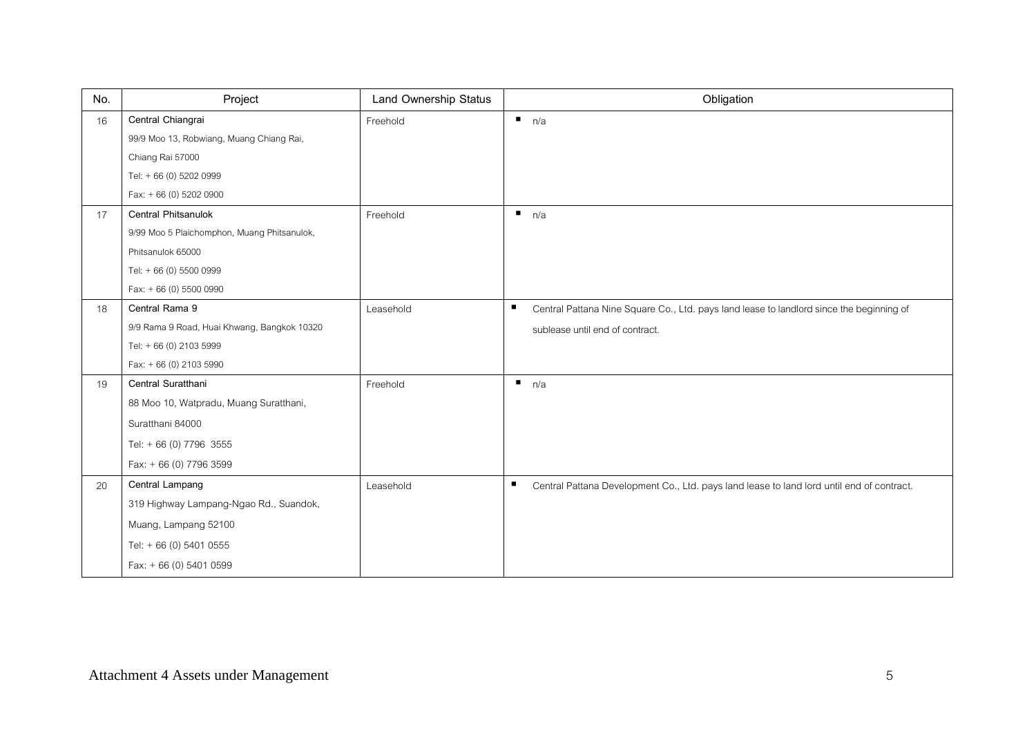| No. | Project | Land Ownership Status | Obligation |
|---|---|---|---|
| 16 | Central Chiangrai<br>99/9 Moo 13, Robwiang, Muang Chiang Rai,<br>Chiang Rai 57000<br>Tel: + 66 (0) 5202 0999<br>Fax: + 66 (0) 5202 0900 | Freehold | ▪ n/a |
| 17 | Central Phitsanulok<br>9/99 Moo 5 Plaichomphon, Muang Phitsanulok,<br>Phitsanulok 65000<br>Tel: + 66 (0) 5500 0999<br>Fax: + 66 (0) 5500 0990 | Freehold | ▪ n/a |
| 18 | Central Rama 9<br>9/9 Rama 9 Road, Huai Khwang, Bangkok 10320<br>Tel: + 66 (0) 2103 5999<br>Fax: + 66 (0) 2103 5990 | Leasehold | ▪ Central Pattana Nine Square Co., Ltd. pays land lease to landlord since the beginning of sublease until end of contract. |
| 19 | Central Suratthani<br>88 Moo 10, Watpradu, Muang Suratthani,<br>Suratthani 84000<br>Tel: + 66 (0) 7796 3555<br>Fax: + 66 (0) 7796 3599 | Freehold | ▪ n/a |
| 20 | Central Lampang<br>319 Highway Lampang-Ngao Rd., Suandok,<br>Muang, Lampang 52100<br>Tel: + 66 (0) 5401 0555<br>Fax: + 66 (0) 5401 0599 | Leasehold | ▪ Central Pattana Development Co., Ltd. pays land lease to land lord until end of contract. |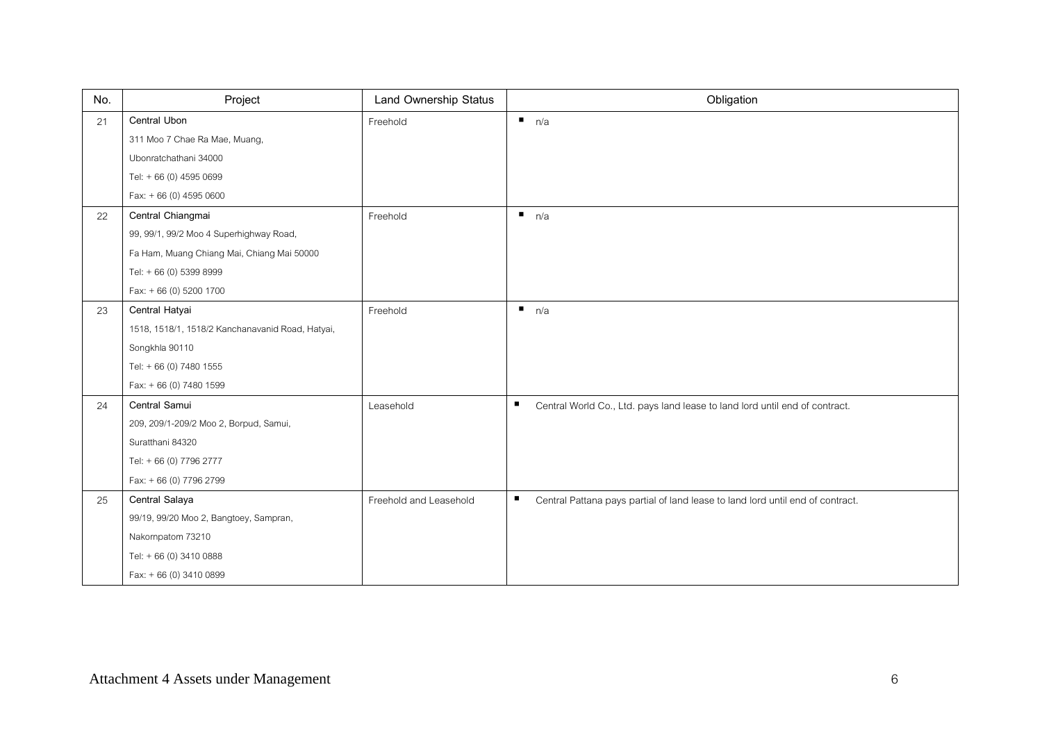| No. | Project | Land Ownership Status | Obligation |
|---|---|---|---|
| 21 | Central Ubon<br>311 Moo 7 Chae Ra Mae, Muang,<br>Ubonratchathani 34000<br>Tel: + 66 (0) 4595 0699<br>Fax: + 66 (0) 4595 0600 | Freehold | ▪ n/a |
| 22 | Central Chiangmai<br>99, 99/1, 99/2 Moo 4 Superhighway Road,<br>Fa Ham, Muang Chiang Mai, Chiang Mai 50000<br>Tel: + 66 (0) 5399 8999<br>Fax: + 66 (0) 5200 1700 | Freehold | ▪ n/a |
| 23 | Central Hatyai<br>1518, 1518/1, 1518/2 Kanchanavanid Road, Hatyai,<br>Songkhla 90110<br>Tel: + 66 (0) 7480 1555<br>Fax: + 66 (0) 7480 1599 | Freehold | ▪ n/a |
| 24 | Central Samui<br>209, 209/1-209/2 Moo 2, Borpud, Samui,<br>Suratthani 84320<br>Tel: + 66 (0) 7796 2777<br>Fax: + 66 (0) 7796 2799 | Leasehold | ▪ Central World Co., Ltd. pays land lease to land lord until end of contract. |
| 25 | Central Salaya<br>99/19, 99/20 Moo 2, Bangtoey, Sampran,<br>Nakornpatom 73210<br>Tel: + 66 (0) 3410 0888<br>Fax: + 66 (0) 3410 0899 | Freehold and Leasehold | ▪ Central Pattana pays partial of land lease to land lord until end of contract. |

Attachment 4 Assets under Management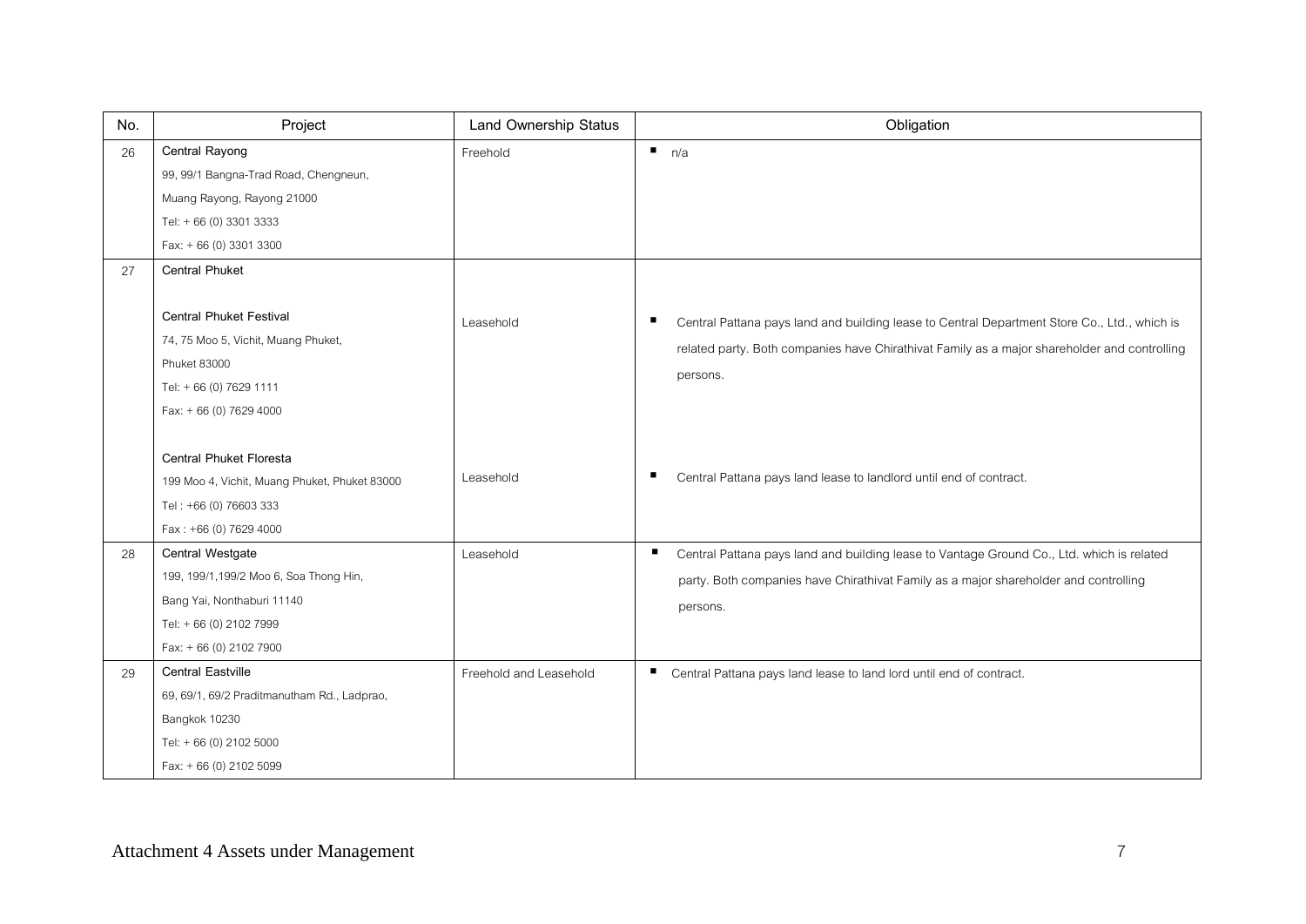| No. | Project | Land Ownership Status | Obligation |
| --- | --- | --- | --- |
| 26 | Central Rayong<br>99, 99/1 Bangna-Trad Road, Chengneun,<br>Muang Rayong, Rayong 21000<br>Tel: + 66 (0) 3301 3333<br>Fax: + 66 (0) 3301 3300 | Freehold | ▪ n/a |
| 27 | Central Phuket<br><br>Central Phuket Festival<br>74, 75 Moo 5, Vichit, Muang Phuket,<br>Phuket 83000<br>Tel: + 66 (0) 7629 1111<br>Fax: + 66 (0) 7629 4000 | Leasehold | ▪ Central Pattana pays land and building lease to Central Department Store Co., Ltd., which is related party. Both companies have Chirathivat Family as a major shareholder and controlling persons. |
| | Central Phuket Floresta<br>199 Moo 4, Vichit, Muang Phuket, Phuket 83000<br>Tel : +66 (0) 76603 333<br>Fax : +66 (0) 7629 4000 | Leasehold | ▪ Central Pattana pays land lease to landlord until end of contract. |
| 28 | Central Westgate<br>199, 199/1,199/2 Moo 6, Soa Thong Hin,<br>Bang Yai, Nonthaburi 11140<br>Tel: + 66 (0) 2102 7999<br>Fax: + 66 (0) 2102 7900 | Leasehold | ▪ Central Pattana pays land and building lease to Vantage Ground Co., Ltd. which is related party. Both companies have Chirathivat Family as a major shareholder and controlling persons. |
| 29 | Central Eastville<br>69, 69/1, 69/2 Praditmanutham Rd., Ladprao,<br>Bangkok 10230<br>Tel: + 66 (0) 2102 5000<br>Fax: + 66 (0) 2102 5099 | Freehold and Leasehold | ▪ Central Pattana pays land lease to land lord until end of contract. |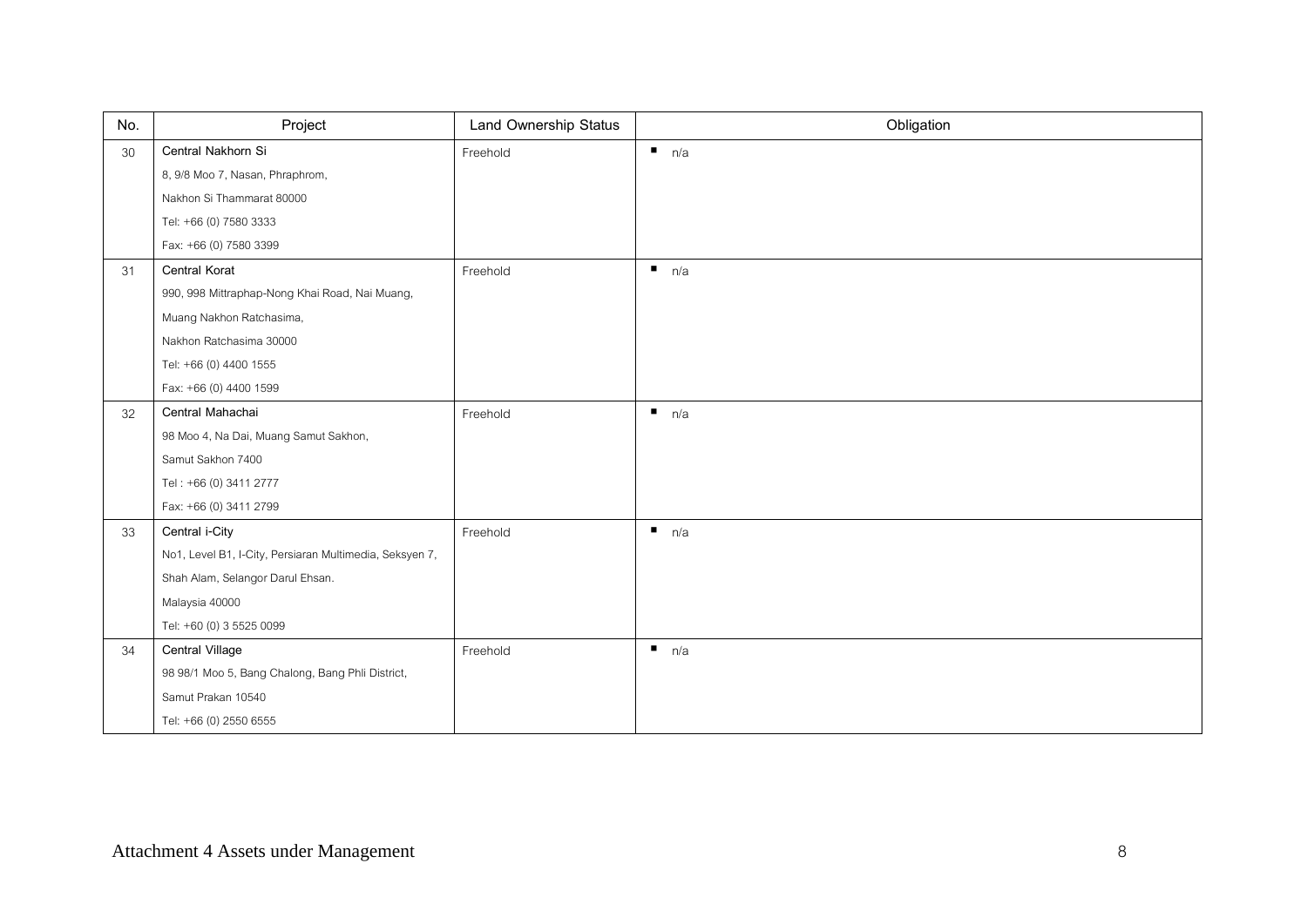| No. | Project | Land Ownership Status | Obligation |
|---|---|---|---|
| 30 | **Central Nakhorn Si**<br>8, 9/8 Moo 7, Nasan, Phraphrom,<br>Nakhon Si Thammarat 80000<br>Tel: +66 (0) 7580 3333<br>Fax: +66 (0) 7580 3399 | Freehold | ▪ n/a |
| 31 | **Central Korat**<br>990, 998 Mittraphap-Nong Khai Road, Nai Muang,<br>Muang Nakhon Ratchasima,<br>Nakhon Ratchasima 30000<br>Tel: +66 (0) 4400 1555<br>Fax: +66 (0) 4400 1599 | Freehold | ▪ n/a |
| 32 | **Central Mahachai**<br>98 Moo 4, Na Dai, Muang Samut Sakhon,<br>Samut Sakhon 7400<br>Tel : +66 (0) 3411 2777<br>Fax: +66 (0) 3411 2799 | Freehold | ▪ n/a |
| 33 | **Central i-City**<br>No1, Level B1, I-City, Persiaran Multimedia, Seksyen 7,<br>Shah Alam, Selangor Darul Ehsan.<br>Malaysia 40000<br>Tel: +60 (0) 3 5525 0099 | Freehold | ▪ n/a |
| 34 | **Central Village**<br>98 98/1 Moo 5, Bang Chalong, Bang Phli District,<br>Samut Prakan 10540<br>Tel: +66 (0) 2550 6555 | Freehold | ▪ n/a |

Attachment 4 Assets under Management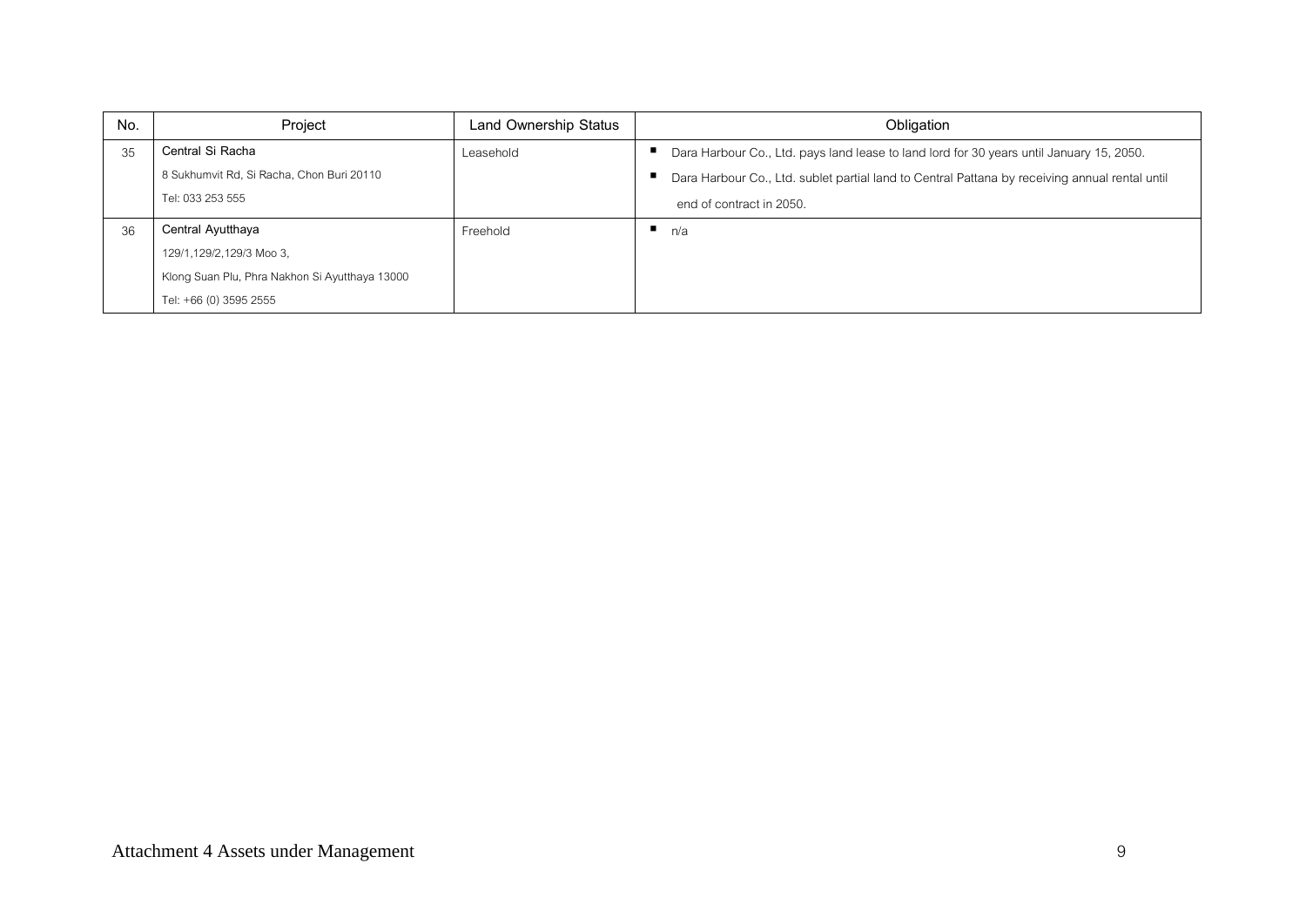| No. | Project | Land Ownership Status | Obligation |
|---|---|---|---|
| 35 | Central Si Racha<br>8 Sukhumvit Rd, Si Racha, Chon Buri 20110<br>Tel: 033 253 555 | Leasehold | ▪ Dara Harbour Co., Ltd. pays land lease to land lord for 30 years until January 15, 2050.<br>▪ Dara Harbour Co., Ltd. sublet partial land to Central Pattana by receiving annual rental until end of contract in 2050. |
| 36 | Central Ayutthaya<br>129/1,129/2,129/3 Moo 3,<br>Klong Suan Plu, Phra Nakhon Si Ayutthaya 13000<br>Tel: +66 (0) 3595 2555 | Freehold | ▪ n/a |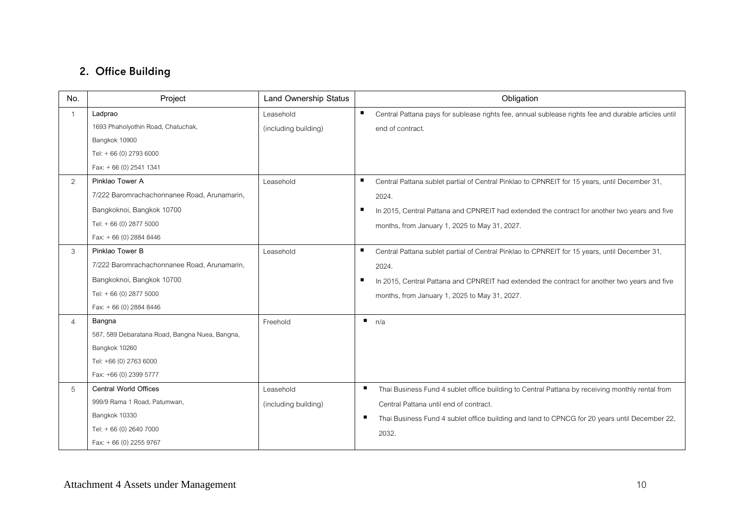## 2. Office Building

| No. | Project | Land Ownership Status | Obligation |
|---|---|---|---|
| 1 | **Ladprao**<br>1693 Phaholyothin Road, Chatuchak,<br>Bangkok 10900<br>Tel: + 66 (0) 2793 6000<br>Fax: + 66 (0) 2541 1341 | Leasehold<br>(including building) | ▪ Central Pattana pays for sublease rights fee, annual sublease rights fee and durable articles until end of contract. |
| 2 | **Pinklao Tower A**<br>7/222 Baromrachachonnanee Road, Arunamarin,<br>Bangkoknoi, Bangkok 10700<br>Tel: + 66 (0) 2877 5000<br>Fax: + 66 (0) 2884 8446 | Leasehold | ▪ Central Pattana sublet partial of Central Pinklao to CPNREIT for 15 years, until December 31, 2024.<br>▪ In 2015, Central Pattana and CPNREIT had extended the contract for another two years and five months, from January 1, 2025 to May 31, 2027. |
| 3 | **Pinklao Tower B**<br>7/222 Baromrachachonnanee Road, Arunamarin,<br>Bangkoknoi, Bangkok 10700<br>Tel: + 66 (0) 2877 5000<br>Fax: + 66 (0) 2884 8446 | Leasehold | ▪ Central Pattana sublet partial of Central Pinklao to CPNREIT for 15 years, until December 31, 2024.<br>▪ In 2015, Central Pattana and CPNREIT had extended the contract for another two years and five months, from January 1, 2025 to May 31, 2027. |
| 4 | **Bangna**<br>587, 589 Debaratana Road, Bangna Nuea, Bangna,<br>Bangkok 10260<br>Tel: +66 (0) 2763 6000<br>Fax: +66 (0) 2399 5777 | Freehold | ▪ n/a |
| 5 | **Central World Offices**<br>999/9 Rama 1 Road, Patumwan,<br>Bangkok 10330<br>Tel: + 66 (0) 2640 7000<br>Fax: + 66 (0) 2255 9767 | Leasehold<br>(including building) | ▪ Thai Business Fund 4 sublet office building to Central Pattana by receiving monthly rental from Central Pattana until end of contract.<br>▪ Thai Business Fund 4 sublet office building and land to CPNCG for 20 years until December 22, 2032. |

Attachment 4 Assets under Management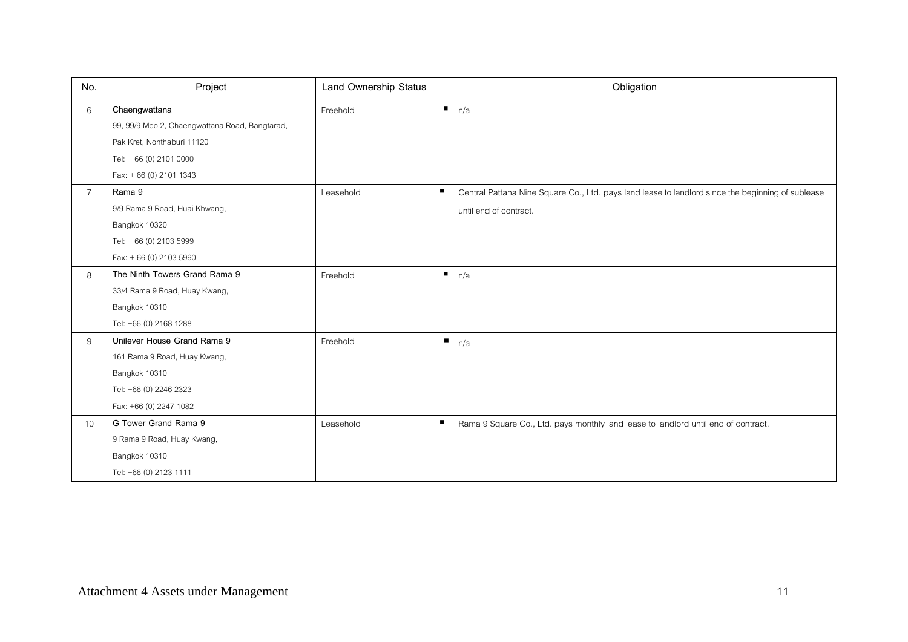| No. | Project | Land Ownership Status | Obligation |
|---|---|---|---|
| 6 | **Chaengwattana**<br>99, 99/9 Moo 2, Chaengwattana Road, Bangtarad,<br>Pak Kret, Nonthaburi 11120<br>Tel: + 66 (0) 2101 0000<br>Fax: + 66 (0) 2101 1343 | Freehold | ▪ n/a |
| 7 | **Rama 9**<br>9/9 Rama 9 Road, Huai Khwang,<br>Bangkok 10320<br>Tel: + 66 (0) 2103 5999<br>Fax: + 66 (0) 2103 5990 | Leasehold | ▪ Central Pattana Nine Square Co., Ltd. pays land lease to landlord since the beginning of sublease until end of contract. |
| 8 | **The Ninth Towers Grand Rama 9**<br>33/4 Rama 9 Road, Huay Kwang,<br>Bangkok 10310<br>Tel: +66 (0) 2168 1288 | Freehold | ▪ n/a |
| 9 | **Unilever House Grand Rama 9**<br>161 Rama 9 Road, Huay Kwang,<br>Bangkok 10310<br>Tel: +66 (0) 2246 2323<br>Fax: +66 (0) 2247 1082 | Freehold | ▪ n/a |
| 10 | **G Tower Grand Rama 9**<br>9 Rama 9 Road, Huay Kwang,<br>Bangkok 10310<br>Tel: +66 (0) 2123 1111 | Leasehold | ▪ Rama 9 Square Co., Ltd. pays monthly land lease to landlord until end of contract. |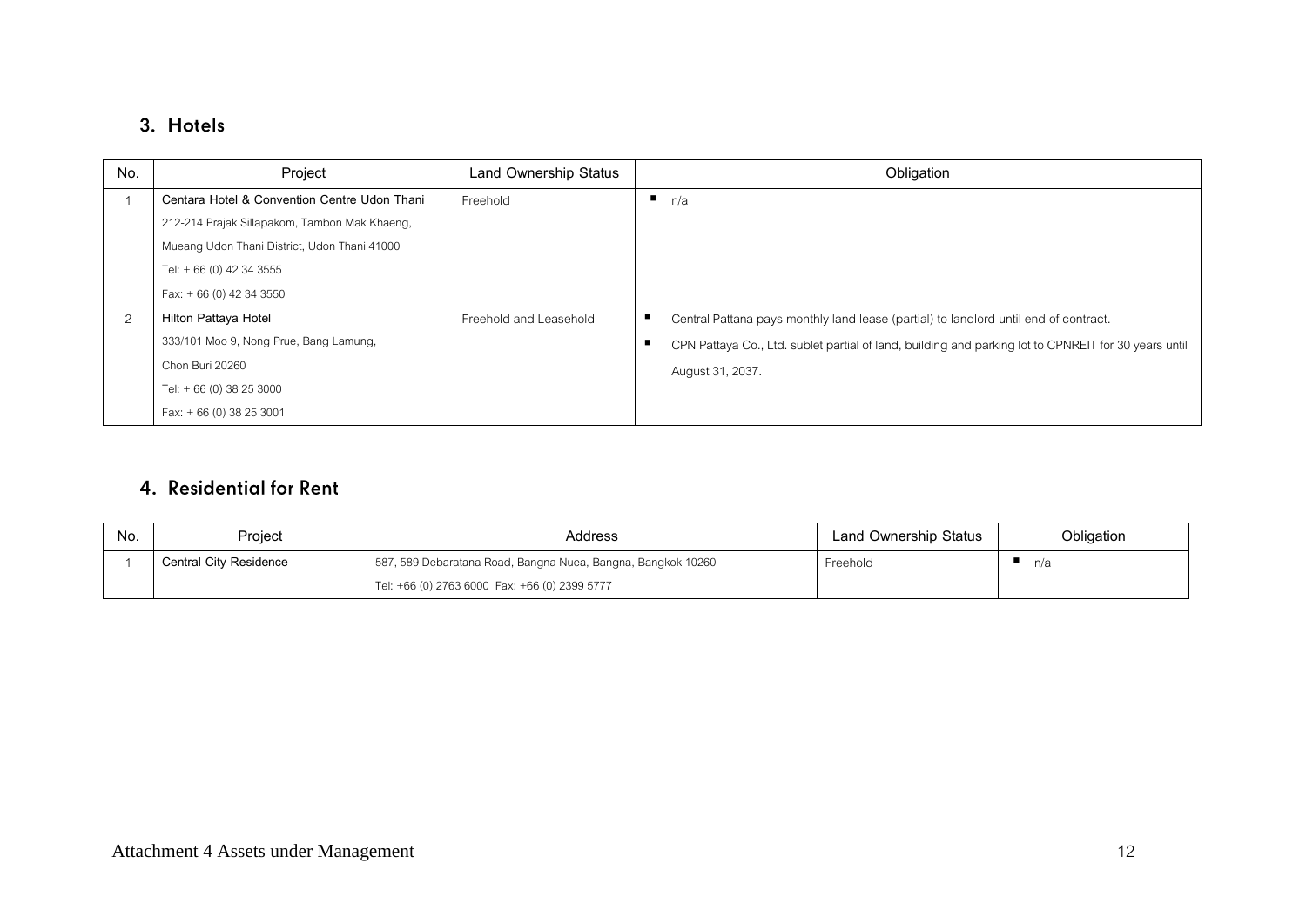## 3. Hotels

| No. | Project | Land Ownership Status | Obligation |
| --- | --- | --- | --- |
| 1 | **Centara Hotel & Convention Centre Udon Thani**<br>212-214 Prajak Sillapakom, Tambon Mak Khaeng,<br>Mueang Udon Thani District, Udon Thani 41000<br>Tel: + 66 (0) 42 34 3555<br>Fax: + 66 (0) 42 34 3550 | Freehold | ▪ n/a |
| 2 | **Hilton Pattaya Hotel**<br>333/101 Moo 9, Nong Prue, Bang Lamung,<br>Chon Buri 20260<br>Tel: + 66 (0) 38 25 3000<br>Fax: + 66 (0) 38 25 3001 | Freehold and Leasehold | ▪ Central Pattana pays monthly land lease (partial) to landlord until end of contract.<br>▪ CPN Pattaya Co., Ltd. sublet partial of land, building and parking lot to CPNREIT for 30 years until August 31, 2037. |

## 4. Residential for Rent

| No. | Project | Address | Land Ownership Status | Obligation |
| --- | --- | --- | --- | --- |
| 1 | **Central City Residence** | 587, 589 Debaratana Road, Bangna Nuea, Bangna, Bangkok 10260<br>Tel: +66 (0) 2763 6000 Fax: +66 (0) 2399 5777 | Freehold | ▪ n/a |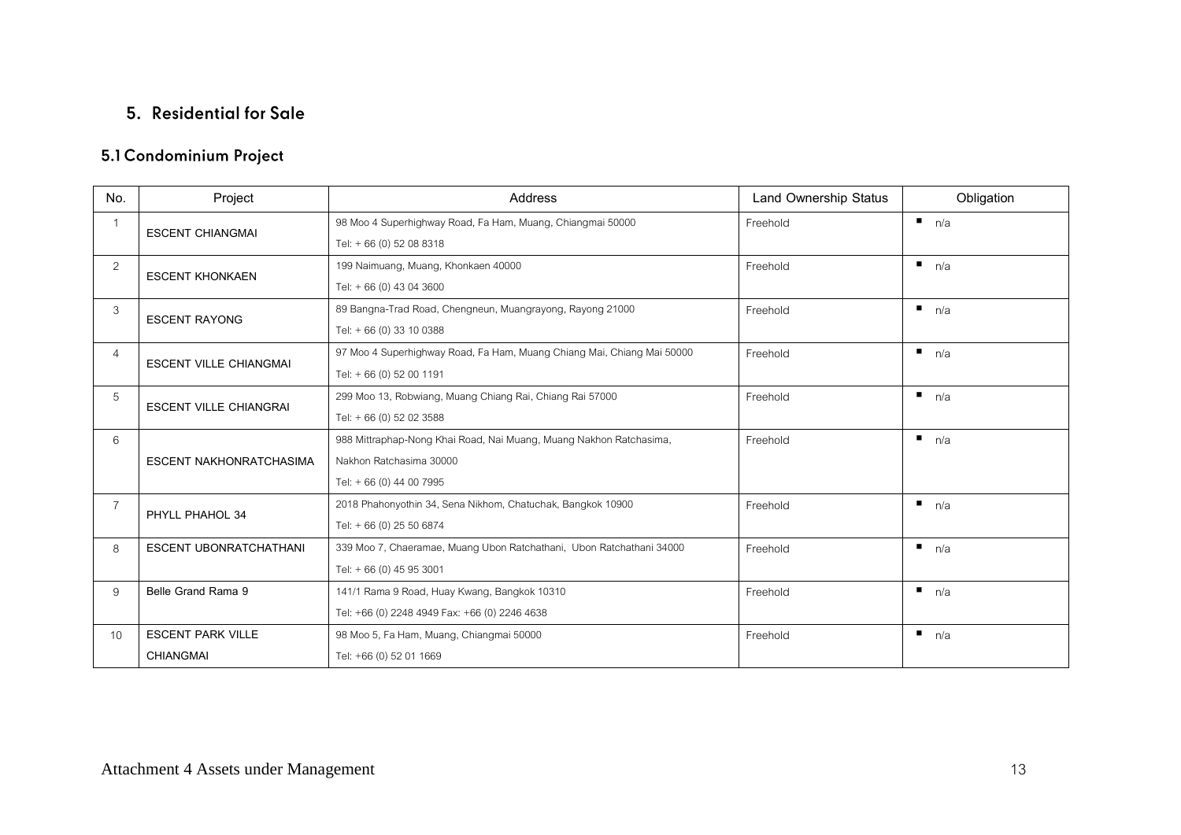## 5. Residential for Sale

### 5.1 Condominium Project

| No. | Project | Address | Land Ownership Status | Obligation |
|---|---|---|---|---|
| 1 | ESCENT CHIANGMAI | 98 Moo 4 Superhighway Road, Fa Ham, Muang, Chiangmai 50000<br>Tel: + 66 (0) 52 08 8318 | Freehold | ▪ n/a |
| 2 | ESCENT KHONKAEN | 199 Naimuang, Muang, Khonkaen 40000<br>Tel: + 66 (0) 43 04 3600 | Freehold | ▪ n/a |
| 3 | ESCENT RAYONG | 89 Bangna-Trad Road, Chengneun, Muangrayong, Rayong 21000<br>Tel: + 66 (0) 33 10 0388 | Freehold | ▪ n/a |
| 4 | ESCENT VILLE CHIANGMAI | 97 Moo 4 Superhighway Road, Fa Ham, Muang Chiang Mai, Chiang Mai 50000<br>Tel: + 66 (0) 52 00 1191 | Freehold | ▪ n/a |
| 5 | ESCENT VILLE CHIANGRAI | 299 Moo 13, Robwiang, Muang Chiang Rai, Chiang Rai 57000<br>Tel: + 66 (0) 52 02 3588 | Freehold | ▪ n/a |
| 6 | ESCENT NAKHONRATCHASIMA | 988 Mittraphap-Nong Khai Road, Nai Muang, Muang Nakhon Ratchasima,<br>Nakhon Ratchasima 30000<br>Tel: + 66 (0) 44 00 7995 | Freehold | ▪ n/a |
| 7 | PHYLL PHAHOL 34 | 2018 Phahonyothin 34, Sena Nikhom, Chatuchak, Bangkok 10900<br>Tel: + 66 (0) 25 50 6874 | Freehold | ▪ n/a |
| 8 | ESCENT UBONRATCHATHANI | 339 Moo 7, Chaeramae, Muang Ubon Ratchathani, Ubon Ratchathani 34000<br>Tel: + 66 (0) 45 95 3001 | Freehold | ▪ n/a |
| 9 | Belle Grand Rama 9 | 141/1 Rama 9 Road, Huay Kwang, Bangkok 10310<br>Tel: +66 (0) 2248 4949 Fax: +66 (0) 2246 4638 | Freehold | ▪ n/a |
| 10 | ESCENT PARK VILLE CHIANGMAI | 98 Moo 5, Fa Ham, Muang, Chiangmai 50000<br>Tel: +66 (0) 52 01 1669 | Freehold | ▪ n/a |

Attachment 4 Assets under Management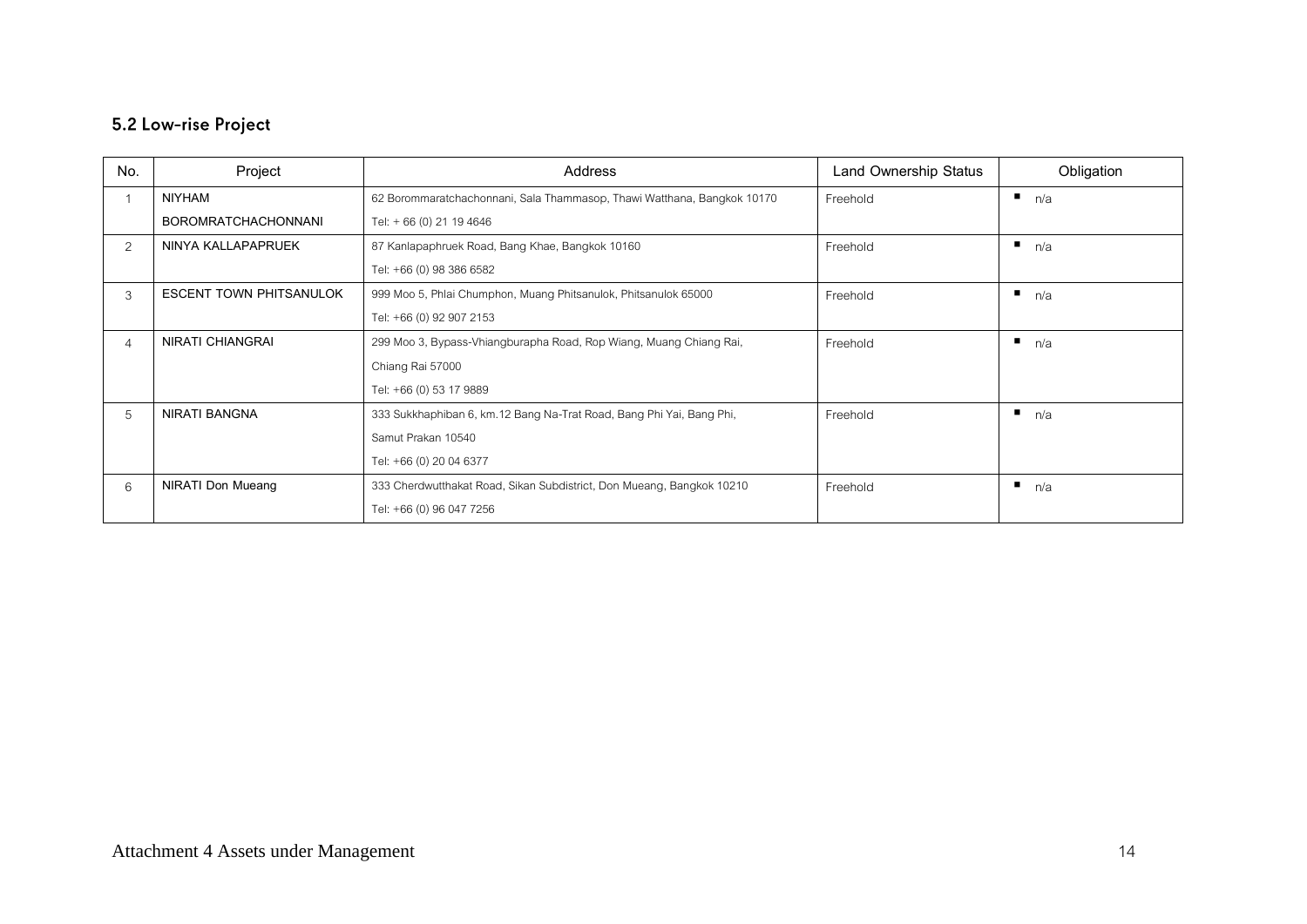## 5.2 Low-rise Project

| No. | Project | Address | Land Ownership Status | Obligation |
|---|---|---|---|---|
| 1 | NIYHAM BOROMRATCHACHONNANI | 62 Borommaratchachonnani, Sala Thammasop, Thawi Watthana, Bangkok 10170<br>Tel: + 66 (0) 21 19 4646 | Freehold | ▪ n/a |
| 2 | NINYA KALLAPAPRUEK | 87 Kanlapaphruek Road, Bang Khae, Bangkok 10160<br>Tel: +66 (0) 98 386 6582 | Freehold | ▪ n/a |
| 3 | ESCENT TOWN PHITSANULOK | 999 Moo 5, Phlai Chumphon, Muang Phitsanulok, Phitsanulok 65000<br>Tel: +66 (0) 92 907 2153 | Freehold | ▪ n/a |
| 4 | NIRATI CHIANGRAI | 299 Moo 3, Bypass-Vhiangburapha Road, Rop Wiang, Muang Chiang Rai, Chiang Rai 57000<br>Tel: +66 (0) 53 17 9889 | Freehold | ▪ n/a |
| 5 | NIRATI BANGNA | 333 Sukkhaphiban 6, km.12 Bang Na-Trat Road, Bang Phi Yai, Bang Phi, Samut Prakan 10540<br>Tel: +66 (0) 20 04 6377 | Freehold | ▪ n/a |
| 6 | NIRATI Don Mueang | 333 Cherdwutthakat Road, Sikan Subdistrict, Don Mueang, Bangkok 10210<br>Tel: +66 (0) 96 047 7256 | Freehold | ▪ n/a |

Attachment 4 Assets under Management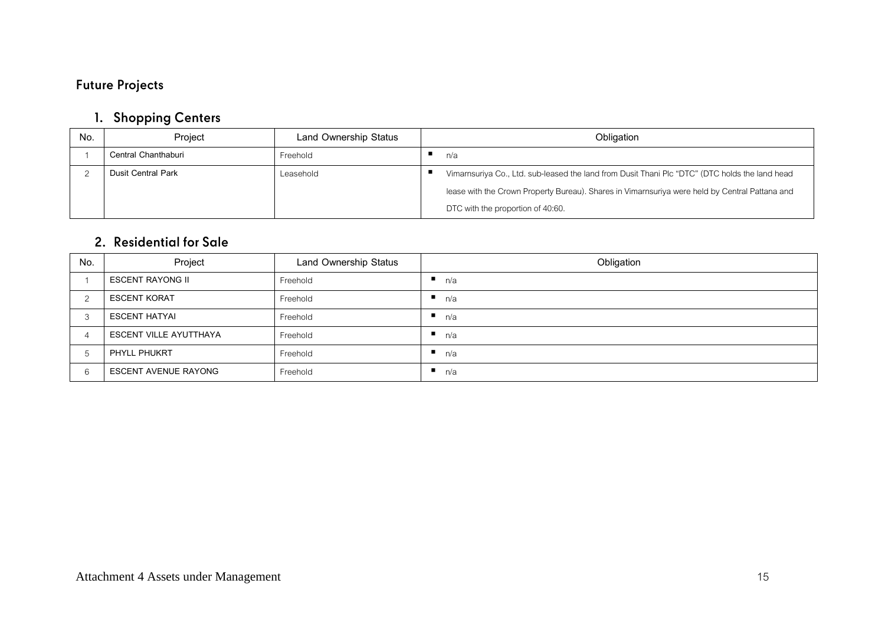## Future Projects

### 1. Shopping Centers

| No. | Project | Land Ownership Status | Obligation |
|---|---|---|---|
| 1 | Central Chanthaburi | Freehold | ▪ n/a |
| 2 | Dusit Central Park | Leasehold | ▪ Vimarnsuriya Co., Ltd. sub-leased the land from Dusit Thani Plc "DTC" (DTC holds the land head lease with the Crown Property Bureau). Shares in Vimarnsuriya were held by Central Pattana and DTC with the proportion of 40:60. |

### 2. Residential for Sale

| No. | Project | Land Ownership Status | Obligation |
|---|---|---|---|
| 1 | ESCENT RAYONG II | Freehold | ▪ n/a |
| 2 | ESCENT KORAT | Freehold | ▪ n/a |
| 3 | ESCENT HATYAI | Freehold | ▪ n/a |
| 4 | ESCENT VILLE AYUTTHAYA | Freehold | ▪ n/a |
| 5 | PHYLL PHUKRT | Freehold | ▪ n/a |
| 6 | ESCENT AVENUE RAYONG | Freehold | ▪ n/a |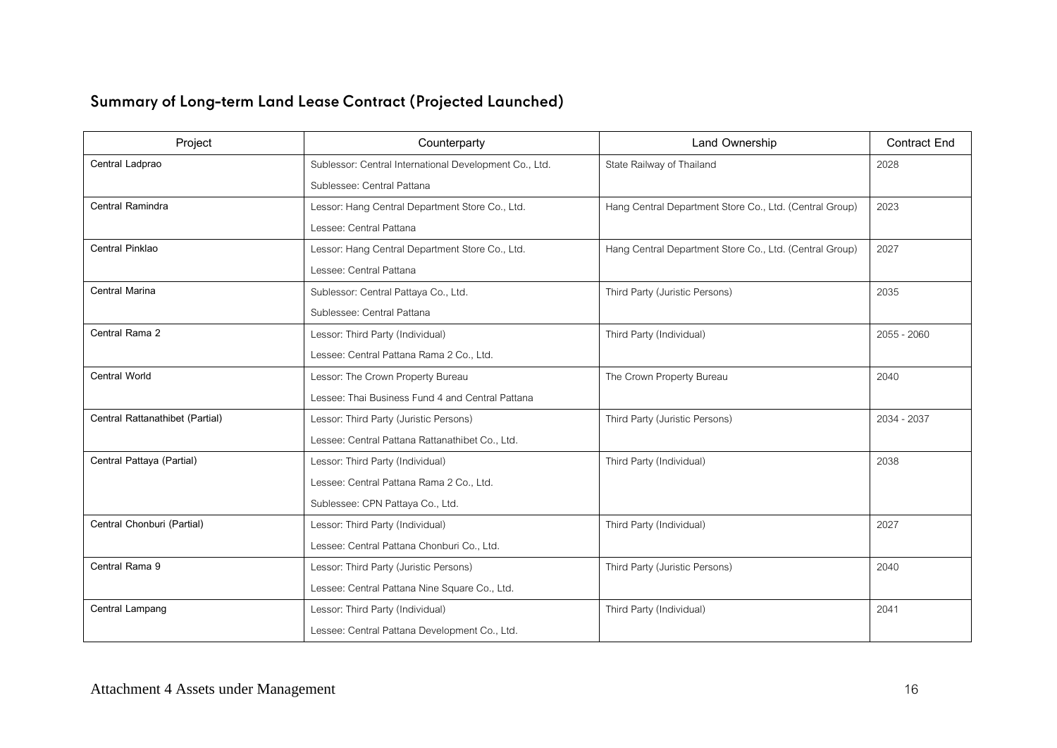## Summary of Long-term Land Lease Contract (Projected Launched)

| Project | Counterparty | Land Ownership | Contract End |
|---|---|---|---|
| Central Ladprao | Sublessor: Central International Development Co., Ltd.<br>Sublessee: Central Pattana | State Railway of Thailand | 2028 |
| Central Ramindra | Lessor: Hang Central Department Store Co., Ltd.<br>Lessee: Central Pattana | Hang Central Department Store Co., Ltd. (Central Group) | 2023 |
| Central Pinklao | Lessor: Hang Central Department Store Co., Ltd.<br>Lessee: Central Pattana | Hang Central Department Store Co., Ltd. (Central Group) | 2027 |
| Central Marina | Sublessor: Central Pattaya Co., Ltd.<br>Sublessee: Central Pattana | Third Party (Juristic Persons) | 2035 |
| Central Rama 2 | Lessor: Third Party (Individual)<br>Lessee: Central Pattana Rama 2 Co., Ltd. | Third Party (Individual) | 2055 - 2060 |
| Central World | Lessor: The Crown Property Bureau<br>Lessee: Thai Business Fund 4 and Central Pattana | The Crown Property Bureau | 2040 |
| Central Rattanathibet (Partial) | Lessor: Third Party (Juristic Persons)<br>Lessee: Central Pattana Rattanathibet Co., Ltd. | Third Party (Juristic Persons) | 2034 - 2037 |
| Central Pattaya (Partial) | Lessor: Third Party (Individual)<br>Lessee: Central Pattana Rama 2 Co., Ltd.<br>Sublessee: CPN Pattaya Co., Ltd. | Third Party (Individual) | 2038 |
| Central Chonburi (Partial) | Lessor: Third Party (Individual)<br>Lessee: Central Pattana Chonburi Co., Ltd. | Third Party (Individual) | 2027 |
| Central Rama 9 | Lessor: Third Party (Juristic Persons)<br>Lessee: Central Pattana Nine Square Co., Ltd. | Third Party (Juristic Persons) | 2040 |
| Central Lampang | Lessor: Third Party (Individual)<br>Lessee: Central Pattana Development Co., Ltd. | Third Party (Individual) | 2041 |

Attachment 4 Assets under Management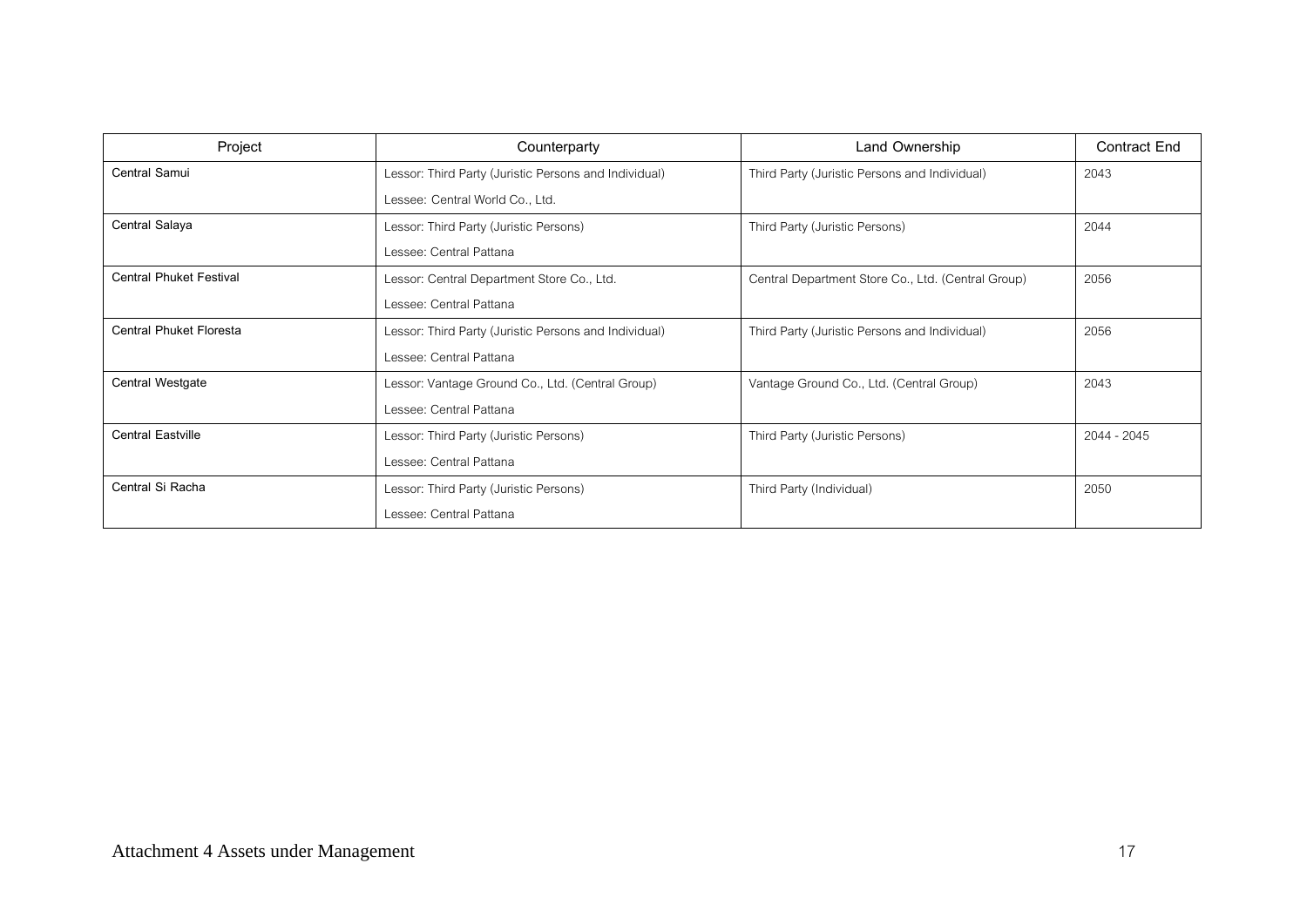| Project | Counterparty | Land Ownership | Contract End |
| --- | --- | --- | --- |
| Central Samui | Lessor: Third Party (Juristic Persons and Individual)<br>Lessee: Central World Co., Ltd. | Third Party (Juristic Persons and Individual) | 2043 |
| Central Salaya | Lessor: Third Party (Juristic Persons)<br>Lessee: Central Pattana | Third Party (Juristic Persons) | 2044 |
| Central Phuket Festival | Lessor: Central Department Store Co., Ltd.<br>Lessee: Central Pattana | Central Department Store Co., Ltd. (Central Group) | 2056 |
| Central Phuket Floresta | Lessor: Third Party (Juristic Persons and Individual)<br>Lessee: Central Pattana | Third Party (Juristic Persons and Individual) | 2056 |
| Central Westgate | Lessor: Vantage Ground Co., Ltd. (Central Group)<br>Lessee: Central Pattana | Vantage Ground Co., Ltd. (Central Group) | 2043 |
| Central Eastville | Lessor: Third Party (Juristic Persons)<br>Lessee: Central Pattana | Third Party (Juristic Persons) | 2044 - 2045 |
| Central Si Racha | Lessor: Third Party (Juristic Persons)<br>Lessee: Central Pattana | Third Party (Individual) | 2050 |